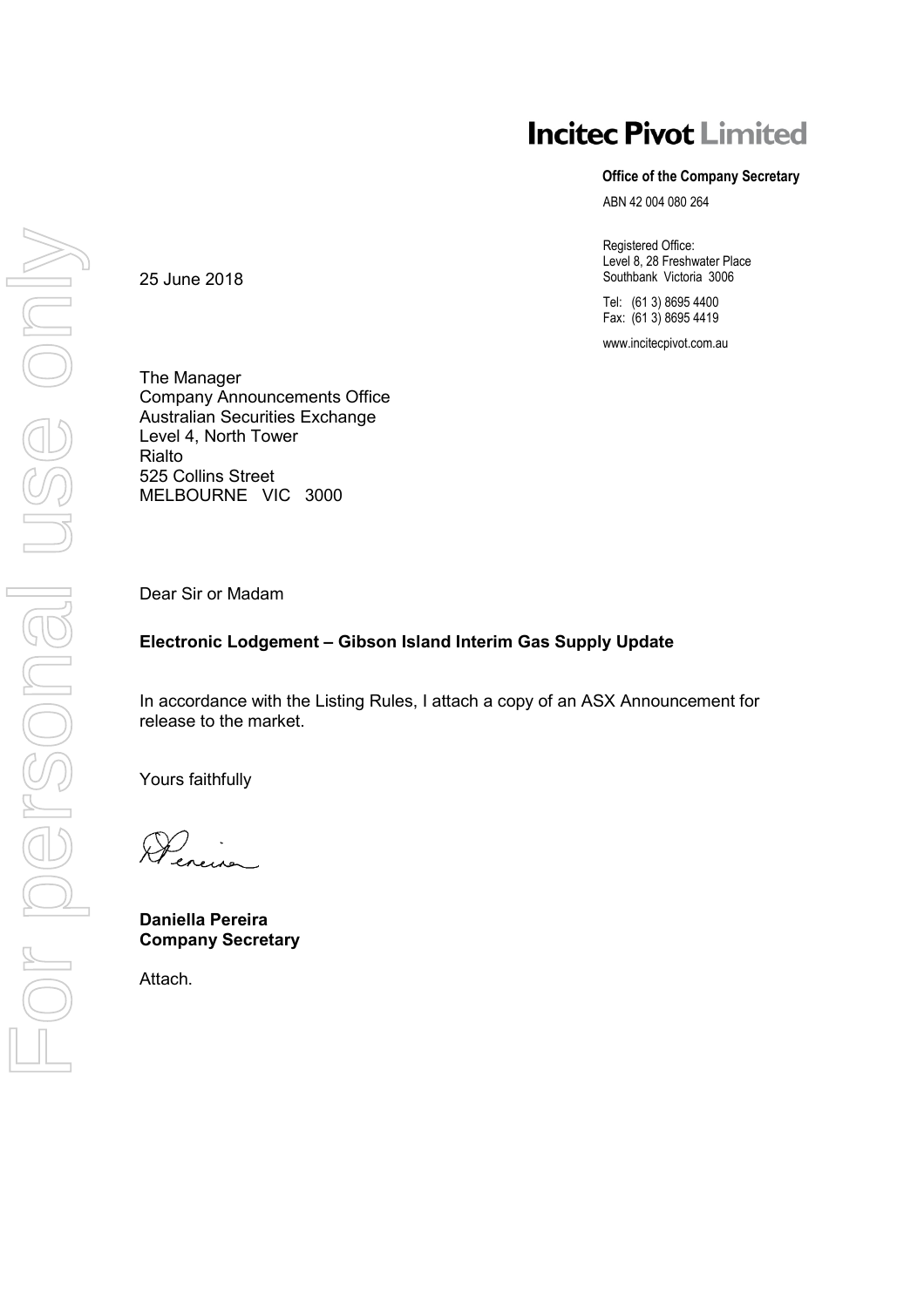# Incitec Pivot Limited

**Office of the Company Secretary**

ABN 42 004 080 264

Registered Office:
Level 8, 28 Freshwater Place
Southbank Victoria 3006

Tel: (61 3) 8695 4400
Fax: (61 3) 8695 4419

www.incitecpivot.com.au

25 June 2018

The Manager
Company Announcements Office
Australian Securities Exchange
Level 4, North Tower
Rialto
525 Collins Street
MELBOURNE VIC 3000

Dear Sir or Madam

**Electronic Lodgement – Gibson Island Interim Gas Supply Update**

In accordance with the Listing Rules, I attach a copy of an ASX Announcement for release to the market.

Yours faithfully

**Daniella Pereira**
**Company Secretary**

Attach.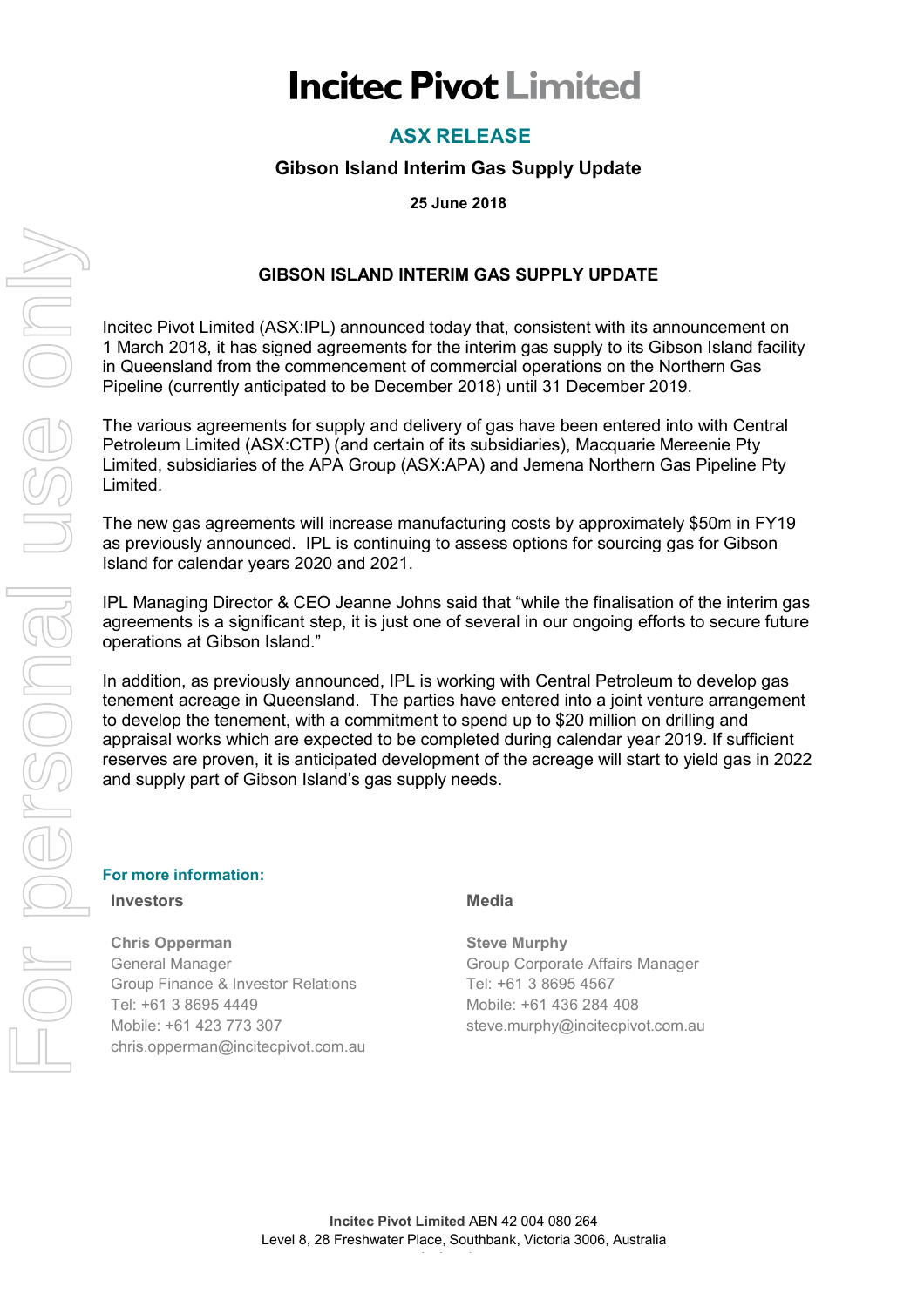# Incitec Pivot Limited

## ASX RELEASE

**Gibson Island Interim Gas Supply Update**

**25 June 2018**

### GIBSON ISLAND INTERIM GAS SUPPLY UPDATE

Incitec Pivot Limited (ASX:IPL) announced today that, consistent with its announcement on 1 March 2018, it has signed agreements for the interim gas supply to its Gibson Island facility in Queensland from the commencement of commercial operations on the Northern Gas Pipeline (currently anticipated to be December 2018) until 31 December 2019.

The various agreements for supply and delivery of gas have been entered into with Central Petroleum Limited (ASX:CTP) (and certain of its subsidiaries), Macquarie Mereenie Pty Limited, subsidiaries of the APA Group (ASX:APA) and Jemena Northern Gas Pipeline Pty Limited.

The new gas agreements will increase manufacturing costs by approximately $50m in FY19 as previously announced. IPL is continuing to assess options for sourcing gas for Gibson Island for calendar years 2020 and 2021.

IPL Managing Director & CEO Jeanne Johns said that "while the finalisation of the interim gas agreements is a significant step, it is just one of several in our ongoing efforts to secure future operations at Gibson Island."

In addition, as previously announced, IPL is working with Central Petroleum to develop gas tenement acreage in Queensland. The parties have entered into a joint venture arrangement to develop the tenement, with a commitment to spend up to $20 million on drilling and appraisal works which are expected to be completed during calendar year 2019. If sufficient reserves are proven, it is anticipated development of the acreage will start to yield gas in 2022 and supply part of Gibson Island's gas supply needs.

**For more information:**

**Investors**

**Chris Opperman**
General Manager
Group Finance & Investor Relations
Tel: +61 3 8695 4449
Mobile: +61 423 773 307
chris.opperman@incitecpivot.com.au

**Media**

**Steve Murphy**
Group Corporate Affairs Manager
Tel: +61 3 8695 4567
Mobile: +61 436 284 408
steve.murphy@incitecpivot.com.au

**Incitec Pivot Limited** ABN 42 004 080 264
Level 8, 28 Freshwater Place, Southbank, Victoria 3006, Australia